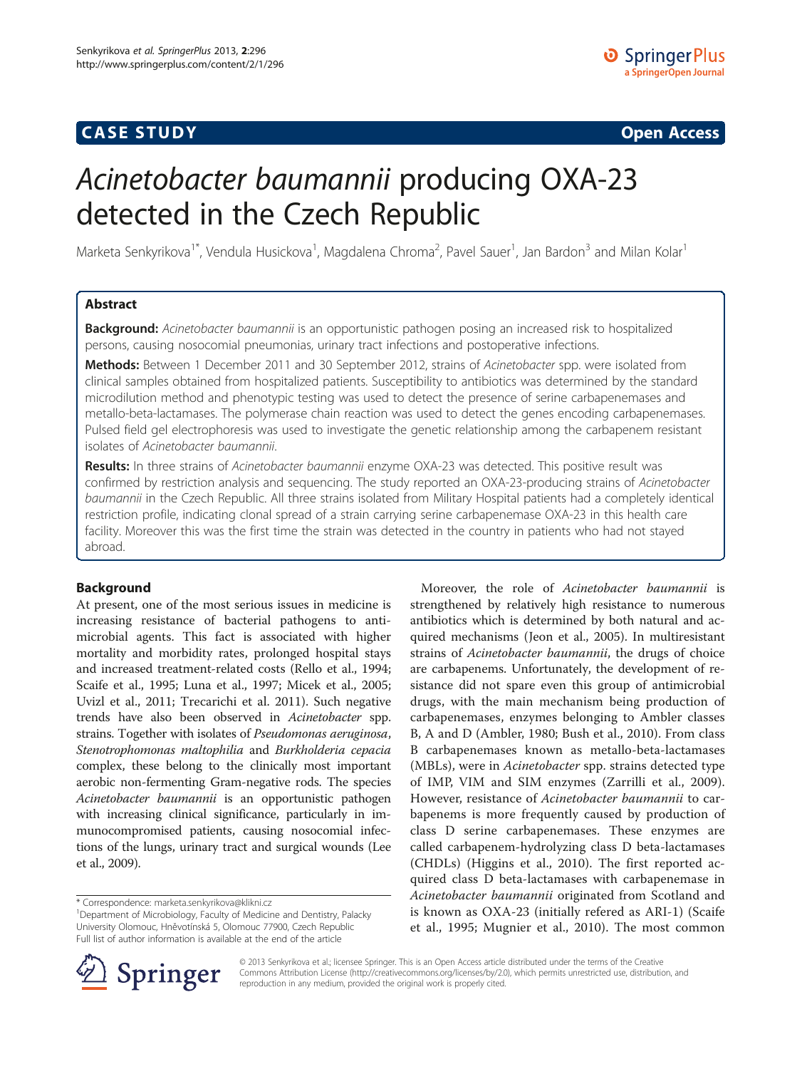**CASE STUDY** **Open Access**

# *Acinetobacter baumannii* producing OXA-23 detected in the Czech Republic

Marketa Senkyrikova[1*], Vendula Husickova[1], Magdalena Chroma[2], Pavel Sauer[1], Jan Bardon[3] and Milan Kolar[1]

## Abstract

**Background:** *Acinetobacter baumannii* is an opportunistic pathogen posing an increased risk to hospitalized persons, causing nosocomial pneumonias, urinary tract infections and postoperative infections.

**Methods:** Between 1 December 2011 and 30 September 2012, strains of *Acinetobacter* spp. were isolated from clinical samples obtained from hospitalized patients. Susceptibility to antibiotics was determined by the standard microdilution method and phenotypic testing was used to detect the presence of serine carbapenemases and metallo-beta-lactamases. The polymerase chain reaction was used to detect the genes encoding carbapenemases. Pulsed field gel electrophoresis was used to investigate the genetic relationship among the carbapenem resistant isolates of *Acinetobacter baumannii*.

**Results:** In three strains of *Acinetobacter baumannii* enzyme OXA-23 was detected. This positive result was confirmed by restriction analysis and sequencing. The study reported an OXA-23-producing strains of *Acinetobacter baumannii* in the Czech Republic. All three strains isolated from Military Hospital patients had a completely identical restriction profile, indicating clonal spread of a strain carrying serine carbapenemase OXA-23 in this health care facility. Moreover this was the first time the strain was detected in the country in patients who had not stayed abroad.

## Background

At present, one of the most serious issues in medicine is increasing resistance of bacterial pathogens to antimicrobial agents. This fact is associated with higher mortality and morbidity rates, prolonged hospital stays and increased treatment-related costs (Rello et al., 1994; Scaife et al., 1995; Luna et al., 1997; Micek et al., 2005; Uvizl et al., 2011; Trecarichi et al. 2011). Such negative trends have also been observed in *Acinetobacter* spp. strains. Together with isolates of *Pseudomonas aeruginosa*, *Stenotrophomonas maltophilia* and *Burkholderia cepacia* complex, these belong to the clinically most important aerobic non-fermenting Gram-negative rods. The species *Acinetobacter baumannii* is an opportunistic pathogen with increasing clinical significance, particularly in immunocompromised patients, causing nosocomial infections of the lungs, urinary tract and surgical wounds (Lee et al., 2009).

Moreover, the role of *Acinetobacter baumannii* is strengthened by relatively high resistance to numerous antibiotics which is determined by both natural and acquired mechanisms (Jeon et al., 2005). In multiresistant strains of *Acinetobacter baumannii*, the drugs of choice are carbapenems. Unfortunately, the development of resistance did not spare even this group of antimicrobial drugs, with the main mechanism being production of carbapenemases, enzymes belonging to Ambler classes B, A and D (Ambler, 1980; Bush et al., 2010). From class B carbapenemases known as metallo-beta-lactamases (MBLs), were in *Acinetobacter* spp. strains detected type of IMP, VIM and SIM enzymes (Zarrilli et al., 2009). However, resistance of *Acinetobacter baumannii* to carbapenems is more frequently caused by production of class D serine carbapenemases. These enzymes are called carbapenem-hydrolyzing class D beta-lactamases (CHDLs) (Higgins et al., 2010). The first reported acquired class D beta-lactamases with carbapenemase in *Acinetobacter baumannii* originated from Scotland and is known as OXA-23 (initially refered as ARI-1) (Scaife et al., 1995; Mugnier et al., 2010). The most common

\* Correspondence: marketa.senkyrikova@klikni.cz
[1]Department of Microbiology, Faculty of Medicine and Dentistry, Palacky University Olomouc, Hněvotínská 5, Olomouc 77900, Czech Republic
Full list of author information is available at the end of the article

© 2013 Senkyrikova et al.; licensee Springer. This is an Open Access article distributed under the terms of the Creative Commons Attribution License (http://creativecommons.org/licenses/by/2.0), which permits unrestricted use, distribution, and reproduction in any medium, provided the original work is properly cited.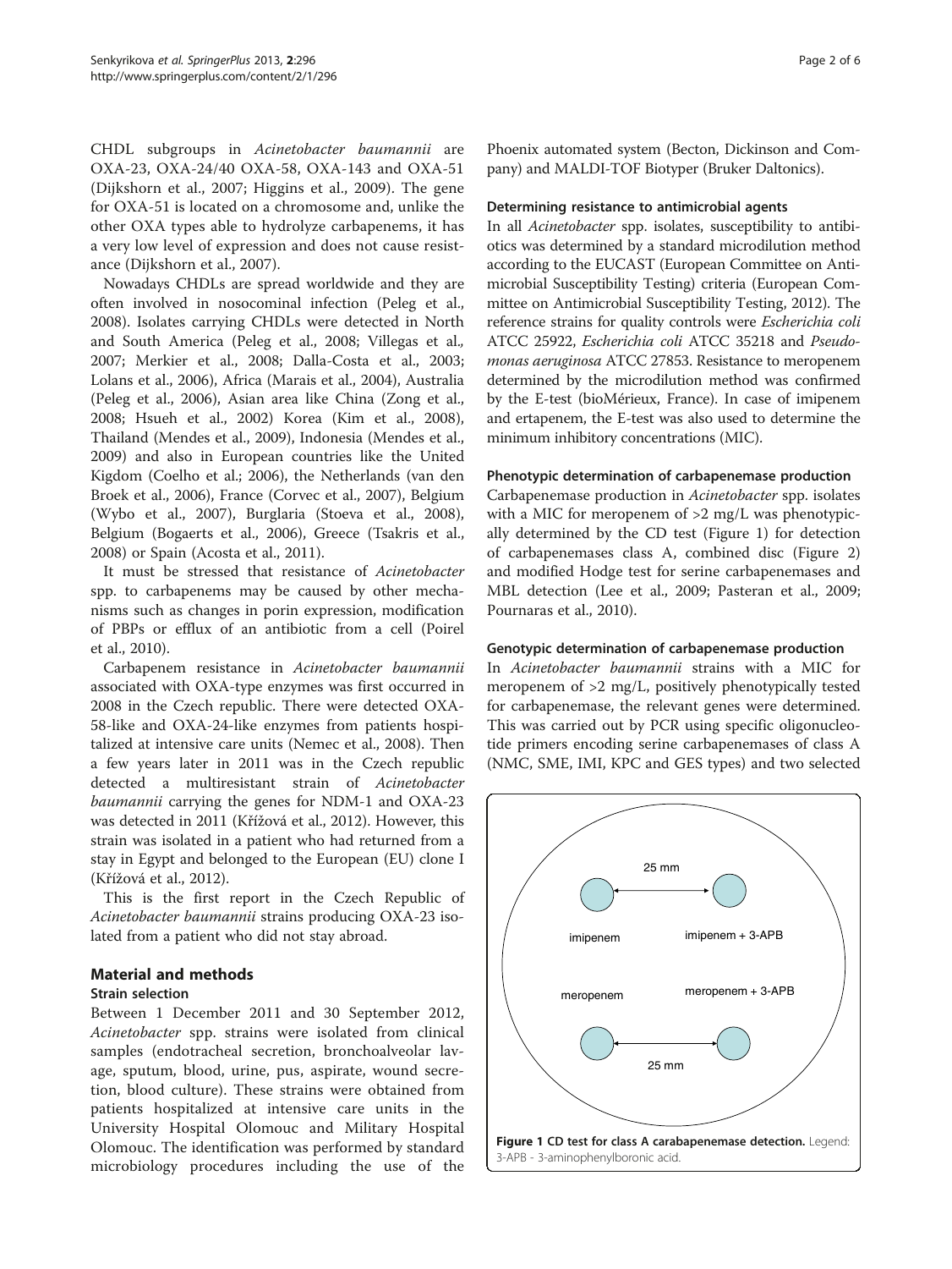CHDL subgroups in *Acinetobacter baumannii* are OXA-23, OXA-24/40 OXA-58, OXA-143 and OXA-51 (Dijkshorn et al., 2007; Higgins et al., 2009). The gene for OXA-51 is located on a chromosome and, unlike the other OXA types able to hydrolyze carbapenems, it has a very low level of expression and does not cause resistance (Dijkshorn et al., 2007).

Nowadays CHDLs are spread worldwide and they are often involved in nosocominal infection (Peleg et al., 2008). Isolates carrying CHDLs were detected in North and South America (Peleg et al., 2008; Villegas et al., 2007; Merkier et al., 2008; Dalla-Costa et al., 2003; Lolans et al., 2006), Africa (Marais et al., 2004), Australia (Peleg et al., 2006), Asian area like China (Zong et al., 2008; Hsueh et al., 2002) Korea (Kim et al., 2008), Thailand (Mendes et al., 2009), Indonesia (Mendes et al., 2009) and also in European countries like the United Kigdom (Coelho et al.; 2006), the Netherlands (van den Broek et al., 2006), France (Corvec et al., 2007), Belgium (Wybo et al., 2007), Burglaria (Stoeva et al., 2008), Belgium (Bogaerts et al., 2006), Greece (Tsakris et al., 2008) or Spain (Acosta et al., 2011).

It must be stressed that resistance of *Acinetobacter* spp. to carbapenems may be caused by other mechanisms such as changes in porin expression, modification of PBPs or efflux of an antibiotic from a cell (Poirel et al., 2010).

Carbapenem resistance in *Acinetobacter baumannii* associated with OXA-type enzymes was first occurred in 2008 in the Czech republic. There were detected OXA-58-like and OXA-24-like enzymes from patients hospitalized at intensive care units (Nemec et al., 2008). Then a few years later in 2011 was in the Czech republic detected a multiresistant strain of *Acinetobacter baumannii* carrying the genes for NDM-1 and OXA-23 was detected in 2011 (Křížová et al., 2012). However, this strain was isolated in a patient who had returned from a stay in Egypt and belonged to the European (EU) clone I (Křížová et al., 2012).

This is the first report in the Czech Republic of *Acinetobacter baumannii* strains producing OXA-23 isolated from a patient who did not stay abroad.

## Material and methods

### Strain selection

Between 1 December 2011 and 30 September 2012, *Acinetobacter* spp. strains were isolated from clinical samples (endotracheal secretion, bronchoalveolar lavage, sputum, blood, urine, pus, aspirate, wound secretion, blood culture). These strains were obtained from patients hospitalized at intensive care units in the University Hospital Olomouc and Military Hospital Olomouc. The identification was performed by standard microbiology procedures including the use of the Phoenix automated system (Becton, Dickinson and Company) and MALDI-TOF Biotyper (Bruker Daltonics).

### Determining resistance to antimicrobial agents

In all *Acinetobacter* spp. isolates, susceptibility to antibiotics was determined by a standard microdilution method according to the EUCAST (European Committee on Antimicrobial Susceptibility Testing) criteria (European Committee on Antimicrobial Susceptibility Testing, 2012). The reference strains for quality controls were *Escherichia coli* ATCC 25922, *Escherichia coli* ATCC 35218 and *Pseudomonas aeruginosa* ATCC 27853. Resistance to meropenem determined by the microdilution method was confirmed by the E-test (bioMérieux, France). In case of imipenem and ertapenem, the E-test was also used to determine the minimum inhibitory concentrations (MIC).

### Phenotypic determination of carbapenemase production

Carbapenemase production in *Acinetobacter* spp. isolates with a MIC for meropenem of >2 mg/L was phenotypically determined by the CD test (Figure 1) for detection of carbapenemases class A, combined disc (Figure 2) and modified Hodge test for serine carbapenemases and MBL detection (Lee et al., 2009; Pasteran et al., 2009; Pournaras et al., 2010).

### Genotypic determination of carbapenemase production

In *Acinetobacter baumannii* strains with a MIC for meropenem of >2 mg/L, positively phenotypically tested for carbapenemase, the relevant genes were determined. This was carried out by PCR using specific oligonucleotide primers encoding serine carbapenemases of class A (NMC, SME, IMI, KPC and GES types) and two selected

25 mm

imipenem

imipenem + 3-APB

meropenem

meropenem + 3-APB

25 mm

**Figure 1 CD test for class A carabapenemase detection.** Legend: 3-APB - 3-aminophenylboronic acid.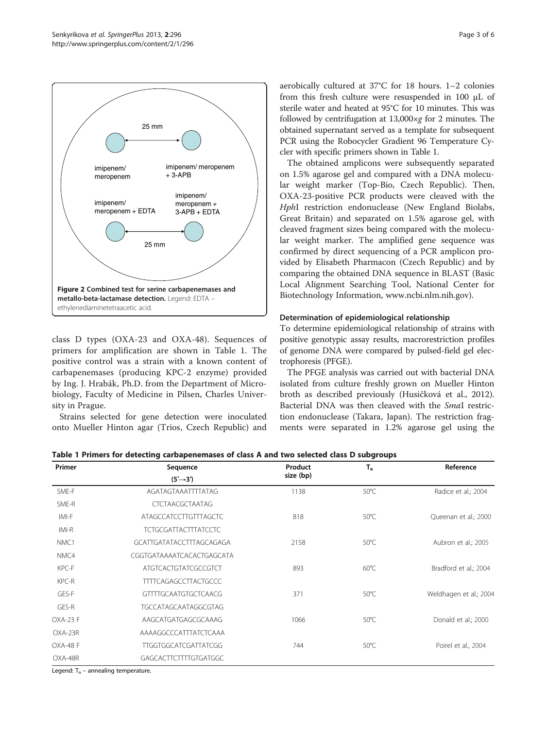25 mm

imipenem/ meropenem

imipenem/ meropenem + 3-APB

imipenem/ meropenem + EDTA

imipenem/ meropenem + 3-APB + EDTA

25 mm

**Figure 2 Combined test for serine carbapenemases and metallo-beta-lactamase detection.** Legend: EDTA – ethylenediaminetetraacetic acid.

class D types (OXA-23 and OXA-48). Sequences of primers for amplification are shown in Table 1. The positive control was a strain with a known content of carbapenemases (producing KPC-2 enzyme) provided by Ing. J. Hrabák, Ph.D. from the Department of Microbiology, Faculty of Medicine in Pilsen, Charles University in Prague.

Strains selected for gene detection were inoculated onto Mueller Hinton agar (Trios, Czech Republic) and aerobically cultured at 37°C for 18 hours. 1–2 colonies from this fresh culture were resuspended in 100 μL of sterile water and heated at 95°C for 10 minutes. This was followed by centrifugation at 13,000×*g* for 2 minutes. The obtained supernatant served as a template for subsequent PCR using the Robocycler Gradient 96 Temperature Cycler with specific primers shown in Table 1.

The obtained amplicons were subsequently separated on 1.5% agarose gel and compared with a DNA molecular weight marker (Top-Bio, Czech Republic). Then, OXA-23-positive PCR products were cleaved with the *Hph*I restriction endonuclease (New England Biolabs, Great Britain) and separated on 1.5% agarose gel, with cleaved fragment sizes being compared with the molecular weight marker. The amplified gene sequence was confirmed by direct sequencing of a PCR amplicon provided by Elisabeth Pharmacon (Czech Republic) and by comparing the obtained DNA sequence in BLAST (Basic Local Alignment Searching Tool, National Center for Biotechnology Information, www.ncbi.nlm.nih.gov).

### Determination of epidemiological relationship

To determine epidemiological relationship of strains with positive genotypic assay results, macrorestriction profiles of genome DNA were compared by pulsed-field gel electrophoresis (PFGE).

The PFGE analysis was carried out with bacterial DNA isolated from culture freshly grown on Mueller Hinton broth as described previously (Husičková et al., 2012). Bacterial DNA was then cleaved with the *Sma*I restriction endonuclease (Takara, Japan). The restriction fragments were separated in 1.2% agarose gel using the

**Table 1 Primers for detecting carbapenemases of class A and two selected class D subgroups**

| Primer | Sequence (5′→3′) | Product size (bp) | $T_a$ | Reference |
|---|---|---|---|---|
| SME-F | AGATAGTAAATTTTATAG | 1138 | 50°C | Radice et al.; 2004 |
| SME-R | CTCTAACGCTAATAG | | | |
| IMI-F | ATAGCCATCCTTGTTTAGCTC | 818 | 50°C | Queenan et al.; 2000 |
| IMI-R | TCTGCGATTACTTTATCCTC | | | |
| NMC1 | GCATTGATATACCTTTAGCAGAGA | 2158 | 50°C | Aubron et al.; 2005 |
| NMC4 | CGGTGATAAAATCACACTGAGCATA | | | |
| KPC-F | ATGTCACTGTATCGCCGTCT | 893 | 60°C | Bradford et al.; 2004 |
| KPC-R | TTTTCAGAGCCTTACTGCCC | | | |
| GES-F | GTTTTGCAATGTGCTCAACG | 371 | 50°C | Weldhagen et al.; 2004 |
| GES-R | TGCCATAGCAATAGGCGTAG | | | |
| OXA-23 F | AAGCATGATGAGCGCAAAG | 1066 | 50°C | Donald et al.; 2000 |
| OXA-23R | AAAAGGCCCATTTATCTCAAA | | | |
| OXA-48 F | TTGGTGGCATCGATTATCGG | 744 | 50°C | Poirel et al., 2004 |
| OXA-48R | GAGCACTTCTTTTGTGATGGC | | | |

Legend: $T_a$ – annealing temperature.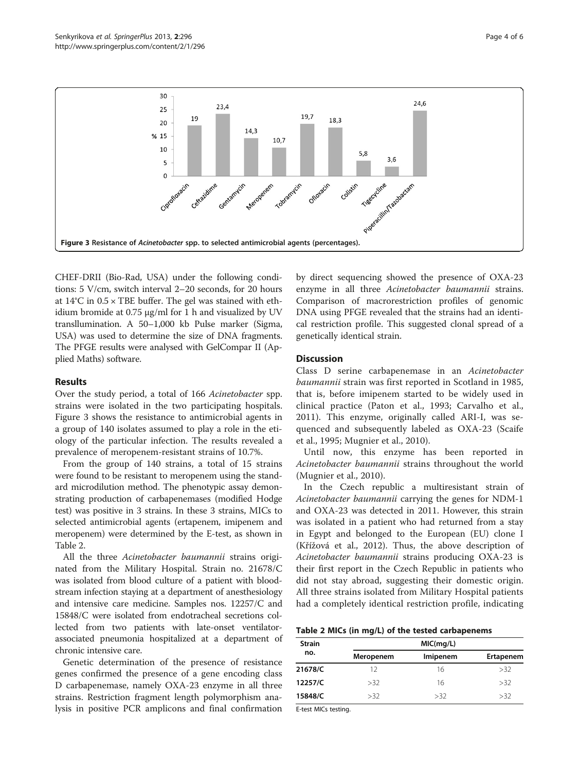Figure 3 Resistance of *Acinetobacter* spp. to selected antimicrobial agents (percentages).

CHEF-DRII (Bio-Rad, USA) under the following conditions: 5 V/cm, switch interval 2–20 seconds, for 20 hours at 14°C in 0.5 × TBE buffer. The gel was stained with ethidium bromide at 0.75 μg/ml for 1 h and visualized by UV translllumination. A 50–1,000 kb Pulse marker (Sigma, USA) was used to determine the size of DNA fragments. The PFGE results were analysed with GelCompar II (Applied Maths) software.

## Results

Over the study period, a total of 166 *Acinetobacter* spp. strains were isolated in the two participating hospitals. Figure 3 shows the resistance to antimicrobial agents in a group of 140 isolates assumed to play a role in the etiology of the particular infection. The results revealed a prevalence of meropenem-resistant strains of 10.7%.

From the group of 140 strains, a total of 15 strains were found to be resistant to meropenem using the standard microdilution method. The phenotypic assay demonstrating production of carbapenemases (modified Hodge test) was positive in 3 strains. In these 3 strains, MICs to selected antimicrobial agents (ertapenem, imipenem and meropenem) were determined by the E-test, as shown in Table 2.

All the three *Acinetobacter baumannii* strains originated from the Military Hospital. Strain no. 21678/C was isolated from blood culture of a patient with bloodstream infection staying at a department of anesthesiology and intensive care medicine. Samples nos. 12257/C and 15848/C were isolated from endotracheal secretions collected from two patients with late-onset ventilator-associated pneumonia hospitalized at a department of chronic intensive care.

Genetic determination of the presence of resistance genes confirmed the presence of a gene encoding class D carbapenemase, namely OXA-23 enzyme in all three strains. Restriction fragment length polymorphism analysis in positive PCR amplicons and final confirmation by direct sequencing showed the presence of OXA-23 enzyme in all three *Acinetobacter baumannii* strains. Comparison of macrorestriction profiles of genomic DNA using PFGE revealed that the strains had an identical restriction profile. This suggested clonal spread of a genetically identical strain.

## Discussion

Class D serine carbapenemase in an *Acinetobacter baumannii* strain was first reported in Scotland in 1985, that is, before imipenem started to be widely used in clinical practice (Paton et al., 1993; Carvalho et al., 2011). This enzyme, originally called ARI-I, was sequenced and subsequently labeled as OXA-23 (Scaife et al., 1995; Mugnier et al., 2010).

Until now, this enzyme has been reported in *Acinetobacter baumannii* strains throughout the world (Mugnier et al., 2010).

In the Czech republic a multiresistant strain of *Acinetobacter baumannii* carrying the genes for NDM-1 and OXA-23 was detected in 2011. However, this strain was isolated in a patient who had returned from a stay in Egypt and belonged to the European (EU) clone I (Křížová et al., 2012). Thus, the above description of *Acinetobacter baumannii* strains producing OXA-23 is their first report in the Czech Republic in patients who did not stay abroad, suggesting their domestic origin. All three strains isolated from Military Hospital patients had a completely identical restriction profile, indicating

**Table 2 MICs (in mg/L) of the tested carbapenems**

| Strain no. | MIC(mg/L) | | |
|---|---|---|---|
| | Meropenem | Imipenem | Ertapenem |
| **21678/C** | 12 | 16 | >32 |
| **12257/C** | >32 | 16 | >32 |
| **15848/C** | >32 | >32 | >32 |

E-test MICs testing.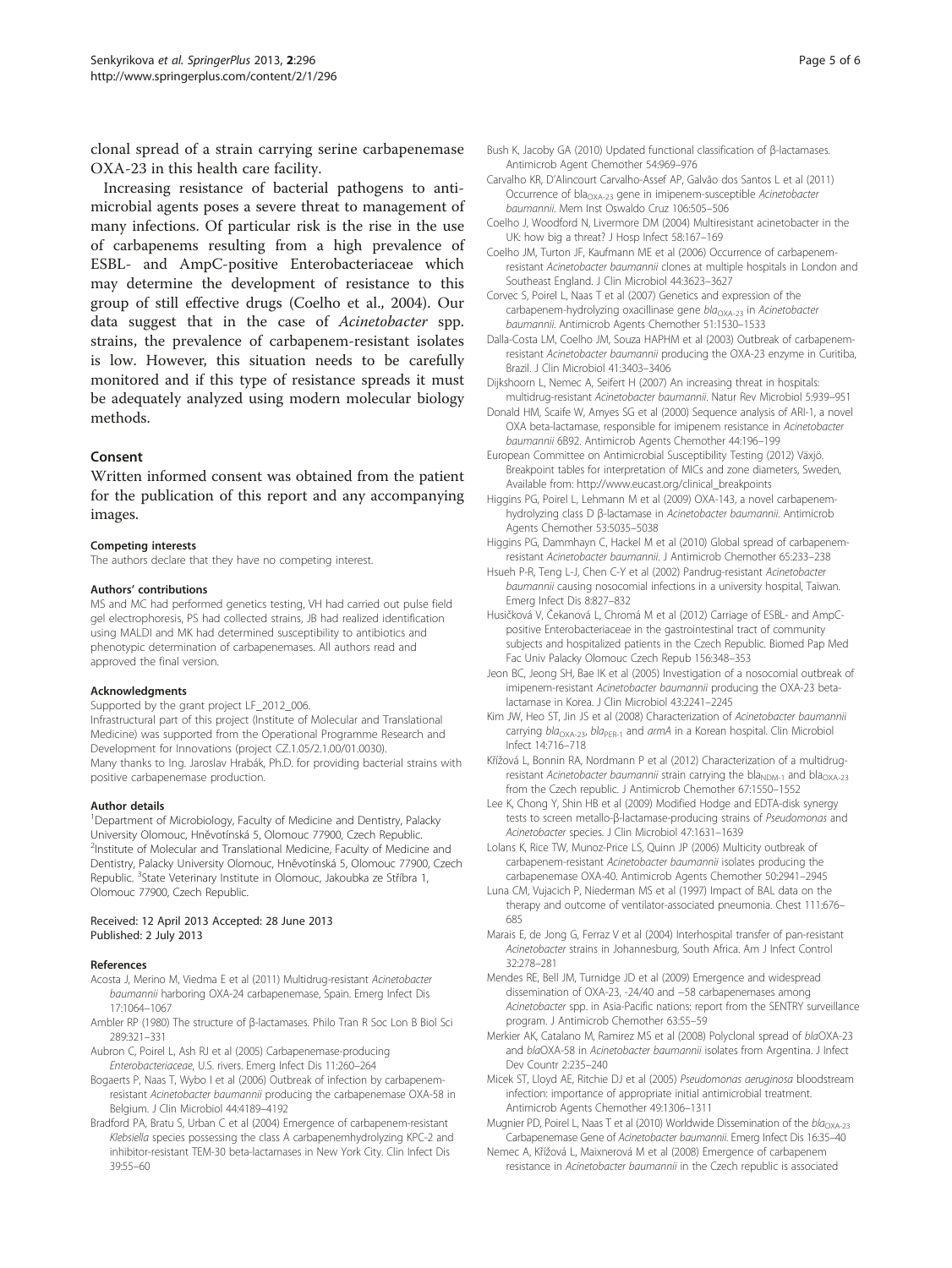clonal spread of a strain carrying serine carbapenemase OXA-23 in this health care facility.

Increasing resistance of bacterial pathogens to antimicrobial agents poses a severe threat to management of many infections. Of particular risk is the rise in the use of carbapenems resulting from a high prevalence of ESBL- and AmpC-positive Enterobacteriaceae which may determine the development of resistance to this group of still effective drugs (Coelho et al., 2004). Our data suggest that in the case of *Acinetobacter* spp. strains, the prevalence of carbapenem-resistant isolates is low. However, this situation needs to be carefully monitored and if this type of resistance spreads it must be adequately analyzed using modern molecular biology methods.

## Consent

Written informed consent was obtained from the patient for the publication of this report and any accompanying images.

#### Competing interests

The authors declare that they have no competing interest.

#### Authors' contributions

MS and MC had performed genetics testing, VH had carried out pulse field gel electrophoresis, PS had collected strains, JB had realized identification using MALDI and MK had determined susceptibility to antibiotics and phenotypic determination of carbapenemases. All authors read and approved the final version.

#### Acknowledgments

Supported by the grant project LF_2012_006.

Infrastructural part of this project (Institute of Molecular and Translational Medicine) was supported from the Operational Programme Research and Development for Innovations (project CZ.1.05/2.1.00/01.0030).

Many thanks to Ing. Jaroslav Hrabák, Ph.D. for providing bacterial strains with positive carbapenemase production.

#### Author details

[1]Department of Microbiology, Faculty of Medicine and Dentistry, Palacky University Olomouc, Hněvotínská 5, Olomouc 77900, Czech Republic. [2]Institute of Molecular and Translational Medicine, Faculty of Medicine and Dentistry, Palacky University Olomouc, Hněvotínská 5, Olomouc 77900, Czech Republic. [3]State Veterinary Institute in Olomouc, Jakoubka ze Stříbra 1, Olomouc 77900, Czech Republic.

Received: 12 April 2013 Accepted: 28 June 2013
Published: 2 July 2013

#### References

Acosta J, Merino M, Viedma E et al (2011) Multidrug-resistant *Acinetobacter baumannii* harboring OXA-24 carbapenemase, Spain. Emerg Infect Dis 17:1064–1067

Ambler RP (1980) The structure of β-lactamases. Philo Tran R Soc Lon B Biol Sci 289:321–331

Aubron C, Poirel L, Ash RJ et al (2005) Carbapenemase-producing *Enterobacteriaceae*, U.S. rivers. Emerg Infect Dis 11:260–264

Bogaerts P, Naas T, Wybo I et al (2006) Outbreak of infection by carbapenem-resistant *Acinetobacter baumannii* producing the carbapenemase OXA-58 in Belgium. J Clin Microbiol 44:4189–4192

Bradford PA, Bratu S, Urban C et al (2004) Emergence of carbapenem-resistant *Klebsiella* species possessing the class A carbapenemhydrolyzing KPC-2 and inhibitor-resistant TEM-30 beta-lactamases in New York City. Clin Infect Dis 39:55–60

Bush K, Jacoby GA (2010) Updated functional classification of β-lactamases. Antimicrob Agent Chemother 54:969–976

Carvalho KR, D'Alincourt Carvalho-Assef AP, Galvão dos Santos L et al (2011) Occurrence of $bla_{OXA-23}$ gene in imipenem-susceptible *Acinetobacter baumannii*. Mem Inst Oswaldo Cruz 106:505–506

Coelho J, Woodford N, Livermore DM (2004) Multiresistant acinetobacter in the UK: how big a threat? J Hosp Infect 58:167–169

Coelho JM, Turton JF, Kaufmann ME et al (2006) Occurrence of carbapenem-resistant *Acinetobacter baumannii* clones at multiple hospitals in London and Southeast England. J Clin Microbiol 44:3623–3627

Corvec S, Poirel L, Naas T et al (2007) Genetics and expression of the carbapenem-hydrolyzing oxacillinase gene $bla_{OXA-23}$ in *Acinetobacter baumannii*. Antimicrob Agents Chemother 51:1530–1533

Dalla-Costa LM, Coelho JM, Souza HAPHM et al (2003) Outbreak of carbapenem-resistant *Acinetobacter baumannii* producing the OXA-23 enzyme in Curitiba, Brazil. J Clin Microbiol 41:3403–3406

Dijkshoorn L, Nemec A, Seifert H (2007) An increasing threat in hospitals: multidrug-resistant *Acinetobacter baumannii*. Natur Rev Microbiol 5:939–951

Donald HM, Scaife W, Amyes SG et al (2000) Sequence analysis of ARI-1, a novel OXA beta-lactamase, responsible for imipenem resistance in *Acinetobacter baumannii* 6B92. Antimicrob Agents Chemother 44:196–199

European Committee on Antimicrobial Susceptibility Testing (2012) Växjö. Breakpoint tables for interpretation of MICs and zone diameters, Sweden, Available from: http://www.eucast.org/clinical_breakpoints

Higgins PG, Poirel L, Lehmann M et al (2009) OXA-143, a novel carbapenem-hydrolyzing class D β-lactamase in *Acinetobacter baumannii*. Antimicrob Agents Chemother 53:5035–5038

Higgins PG, Dammhayn C, Hackel M et al (2010) Global spread of carbapenem-resistant *Acinetobacter baumannii*. J Antimicrob Chemother 65:233–238

Hsueh P-R, Teng L-J, Chen C-Y et al (2002) Pandrug-resistant *Acinetobacter baumannii* causing nosocomial infections in a university hospital, Taiwan. Emerg Infect Dis 8:827–832

Husičková V, Čekanová L, Chromá M et al (2012) Carriage of ESBL- and AmpC-positive Enterobacteriaceae in the gastrointestinal tract of community subjects and hospitalized patients in the Czech Republic. Biomed Pap Med Fac Univ Palacky Olomouc Czech Repub 156:348–353

Jeon BC, Jeong SH, Bae IK et al (2005) Investigation of a nosocomial outbreak of imipenem-resistant *Acinetobacter baumannii* producing the OXA-23 beta-lactamase in Korea. J Clin Microbiol 43:2241–2245

Kim JW, Heo ST, Jin JS et al (2008) Characterization of *Acinetobacter baumannii* carrying $bla_{OXA-23}$, $bla_{PER-1}$ and *armA* in a Korean hospital. Clin Microbiol Infect 14:716–718

Křížová L, Bonnin RA, Nordmann P et al (2012) Characterization of a multidrug-resistant *Acinetobacter baumannii* strain carrying the $bla_{NDM-1}$ and $bla_{OXA-23}$ from the Czech republic. J Antimicrob Chemother 67:1550–1552

Lee K, Chong Y, Shin HB et al (2009) Modified Hodge and EDTA-disk synergy tests to screen metallo-β-lactamase-producing strains of *Pseudomonas* and *Acinetobacter* species. J Clin Microbiol 47:1631–1639

Lolans K, Rice TW, Munoz-Price LS, Quinn JP (2006) Multicity outbreak of carbapenem-resistant *Acinetobacter baumannii* isolates producing the carbapenemase OXA-40. Antimicrob Agents Chemother 50:2941–2945

Luna CM, Vujacich P, Niederman MS et al (1997) Impact of BAL data on the therapy and outcome of ventilator-associated pneumonia. Chest 111:676–685

Marais E, de Jong G, Ferraz V et al (2004) Interhospital transfer of pan-resistant *Acinetobacter* strains in Johannesburg, South Africa. Am J Infect Control 32:278–281

Mendes RE, Bell JM, Turnidge JD et al (2009) Emergence and widespread dissemination of OXA-23, -24/40 and −58 carbapenemases among *Acinetobacter* spp. in Asia-Pacific nations: report from the SENTRY surveillance program. J Antimicrob Chemother 63:55–59

Merkier AK, Catalano M, Ramirez MS et al (2008) Polyclonal spread of *bla*OXA-23 and *bla*OXA-58 in *Acinetobacter baumannii* isolates from Argentina. J Infect Dev Countr 2:235–240

Micek ST, Lloyd AE, Ritchie DJ et al (2005) *Pseudomonas aeruginosa* bloodstream infection: importance of appropriate initial antimicrobial treatment. Antimicrob Agents Chemother 49:1306–1311

Mugnier PD, Poirel L, Naas T et al (2010) Worldwide Dissemination of the $bla_{OXA-23}$ Carbapenemase Gene of *Acinetobacter baumannii*. Emerg Infect Dis 16:35–40

Nemec A, Křížová L, Maixnerová M et al (2008) Emergence of carbapenem resistance in *Acinetobacter baumannii* in the Czech republic is associated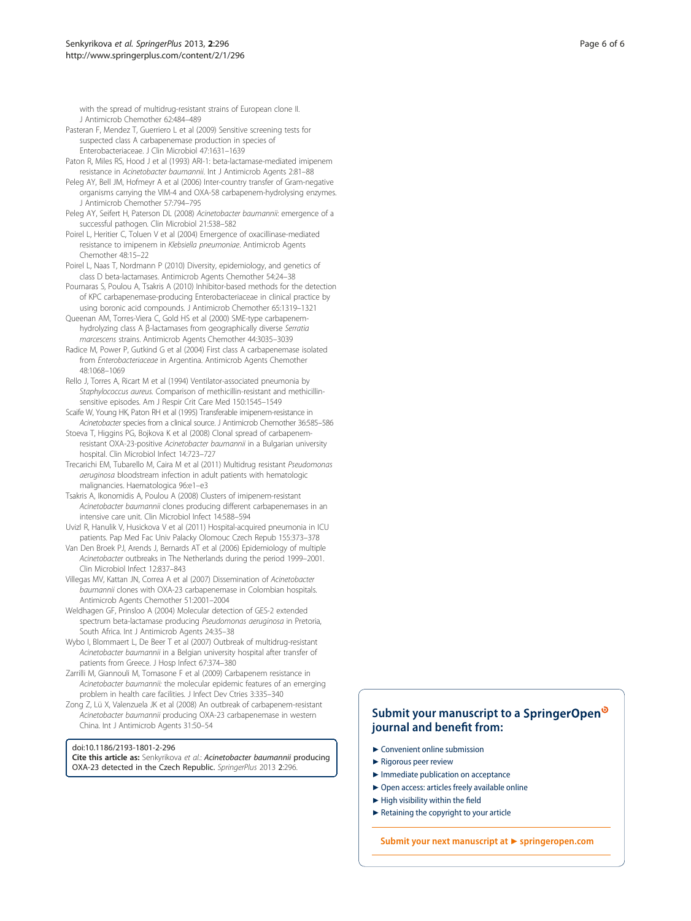with the spread of multidrug-resistant strains of European clone II. J Antimicrob Chemother 62:484–489

Pasteran F, Mendez T, Guerriero L et al (2009) Sensitive screening tests for suspected class A carbapenemase production in species of Enterobacteriaceae. J Clin Microbiol 47:1631–1639

Paton R, Miles RS, Hood J et al (1993) ARI-1: beta-lactamase-mediated imipenem resistance in *Acinetobacter baumannii*. Int J Antimicrob Agents 2:81–88

Peleg AY, Bell JM, Hofmeyr A et al (2006) Inter-country transfer of Gram-negative organisms carrying the VIM-4 and OXA-58 carbapenem-hydrolysing enzymes. J Antimicrob Chemother 57:794–795

Peleg AY, Seifert H, Paterson DL (2008) *Acinetobacter baumannii*: emergence of a successful pathogen. Clin Microbiol 21:538–582

Poirel L, Heritier C, Toluen V et al (2004) Emergence of oxacillinase-mediated resistance to imipenem in *Klebsiella pneumoniae*. Antimicrob Agents Chemother 48:15–22

Poirel L, Naas T, Nordmann P (2010) Diversity, epidemiology, and genetics of class D beta-lactamases. Antimicrob Agents Chemother 54:24–38

Pournaras S, Poulou A, Tsakris A (2010) Inhibitor-based methods for the detection of KPC carbapenemase-producing Enterobacteriaceae in clinical practice by using boronic acid compounds. J Antimicrob Chemother 65:1319–1321

Queenan AM, Torres-Viera C, Gold HS et al (2000) SME-type carbapenem-hydrolyzing class A β-lactamases from geographically diverse *Serratia marcescens* strains. Antimicrob Agents Chemother 44:3035–3039

Radice M, Power P, Gutkind G et al (2004) First class A carbapenemase isolated from *Enterobacteriaceae* in Argentina. Antimicrob Agents Chemother 48:1068–1069

Rello J, Torres A, Ricart M et al (1994) Ventilator-associated pneumonia by *Staphylococcus aureus*. Comparison of methicillin-resistant and methicillin-sensitive episodes. Am J Respir Crit Care Med 150:1545–1549

Scaife W, Young HK, Paton RH et al (1995) Transferable imipenem-resistance in *Acinetobacter* species from a clinical source. J Antimicrob Chemother 36:585–586

Stoeva T, Higgins PG, Bojkova K et al (2008) Clonal spread of carbapenem-resistant OXA-23-positive *Acinetobacter baumannii* in a Bulgarian university hospital. Clin Microbiol Infect 14:723–727

Trecarichi EM, Tubarello M, Caira M et al (2011) Multidrug resistant *Pseudomonas aeruginosa* bloodstream infection in adult patients with hematologic malignancies. Haematologica 96:e1–e3

Tsakris A, Ikonomidis A, Poulou A (2008) Clusters of imipenem-resistant *Acinetobacter baumannii* clones producing different carbapenemases in an intensive care unit. Clin Microbiol Infect 14:588–594

Uvizl R, Hanulik V, Husickova V et al (2011) Hospital-acquired pneumonia in ICU patients. Pap Med Fac Univ Palacky Olomouc Czech Repub 155:373–378

Van Den Broek PJ, Arends J, Bernards AT et al (2006) Epidemiology of multiple *Acinetobacter* outbreaks in The Netherlands during the period 1999–2001. Clin Microbiol Infect 12:837–843

Villegas MV, Kattan JN, Correa A et al (2007) Dissemination of *Acinetobacter baumannii* clones with OXA-23 carbapenemase in Colombian hospitals. Antimicrob Agents Chemother 51:2001–2004

Weldhagen GF, Prinsloo A (2004) Molecular detection of GES-2 extended spectrum beta-lactamase producing *Pseudomonas aeruginosa* in Pretoria, South Africa. Int J Antimicrob Agents 24:35–38

Wybo I, Blommaert L, De Beer T et al (2007) Outbreak of multidrug-resistant *Acinetobacter baumannii* in a Belgian university hospital after transfer of patients from Greece. J Hosp Infect 67:374–380

Zarrilli M, Giannouli M, Tomasone F et al (2009) Carbapenem resistance in *Acinetobacter baumannii*: the molecular epidemic features of an emerging problem in health care facilities. J Infect Dev Ctries 3:335–340

Zong Z, Lü X, Valenzuela JK et al (2008) An outbreak of carbapenem-resistant *Acinetobacter baumannii* producing OXA-23 carbapenemase in western China. Int J Antimicrob Agents 31:50–54

doi:10.1186/2193-1801-2-296

**Cite this article as:** Senkyrikova *et al.*: *Acinetobacter baumannii* producing OXA-23 detected in the Czech Republic. *SpringerPlus* 2013 **2**:296.

**Submit your manuscript to a SpringerOpen journal and benefit from:**

- ► Convenient online submission
- ► Rigorous peer review
- ► Immediate publication on acceptance
- ► Open access: articles freely available online
- ► High visibility within the field
- ► Retaining the copyright to your article

**Submit your next manuscript at ► springeropen.com**